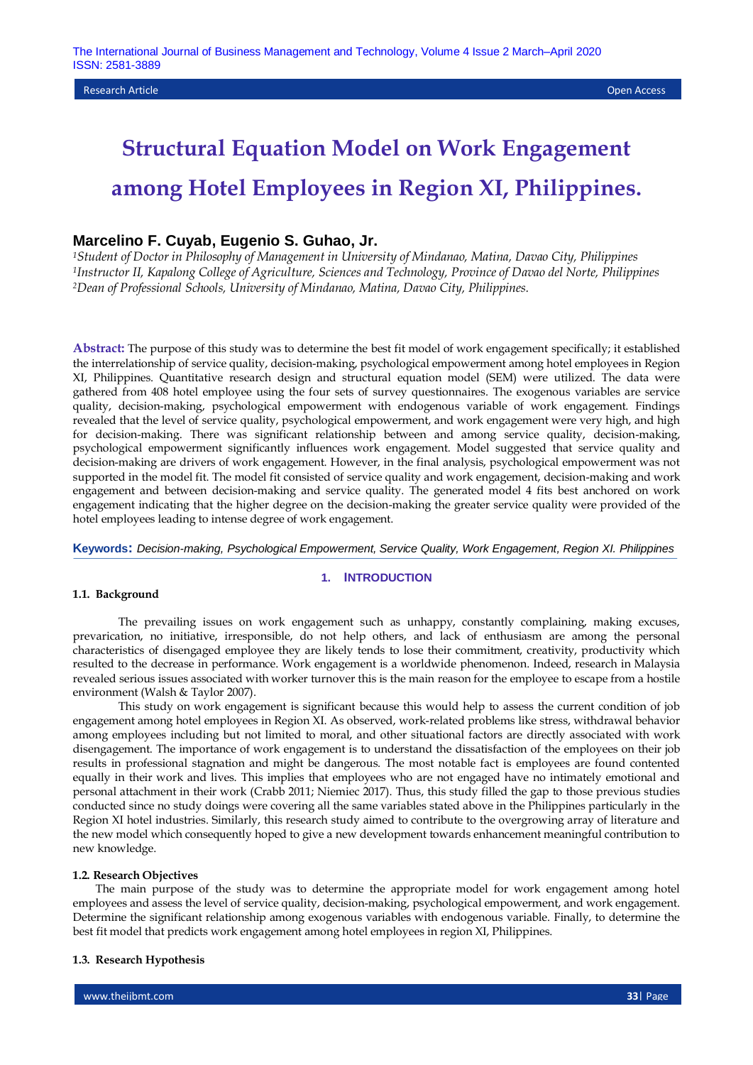Research Article | Open Access

# Structural Equation Model on Work Engagement among Hotel Employees in Region XI, Philippines.

**Marcelino F. Cuyab, Eugenio S. Guhao, Jr.**

*[1]Student of Doctor in Philosophy of Management in University of Mindanao, Matina, Davao City, Philippines*
*[1]Instructor II, Kapalong College of Agriculture, Sciences and Technology, Province of Davao del Norte, Philippines*
*[2]Dean of Professional Schools, University of Mindanao, Matina, Davao City, Philippines.*

**Abstract:** The purpose of this study was to determine the best fit model of work engagement specifically; it established the interrelationship of service quality, decision-making, psychological empowerment among hotel employees in Region XI, Philippines. Quantitative research design and structural equation model (SEM) were utilized. The data were gathered from 408 hotel employee using the four sets of survey questionnaires. The exogenous variables are service quality, decision-making, psychological empowerment with endogenous variable of work engagement. Findings revealed that the level of service quality, psychological empowerment, and work engagement were very high, and high for decision-making. There was significant relationship between and among service quality, decision-making, psychological empowerment significantly influences work engagement. Model suggested that service quality and decision-making are drivers of work engagement. However, in the final analysis, psychological empowerment was not supported in the model fit. The model fit consisted of service quality and work engagement, decision-making and work engagement and between decision-making and service quality. The generated model 4 fits best anchored on work engagement indicating that the higher degree on the decision-making the greater service quality were provided of the hotel employees leading to intense degree of work engagement.

**Keywords:** *Decision-making, Psychological Empowerment, Service Quality, Work Engagement, Region XI. Philippines*

## 1. INTRODUCTION

### 1.1. Background

The prevailing issues on work engagement such as unhappy, constantly complaining, making excuses, prevarication, no initiative, irresponsible, do not help others, and lack of enthusiasm are among the personal characteristics of disengaged employee they are likely tends to lose their commitment, creativity, productivity which resulted to the decrease in performance. Work engagement is a worldwide phenomenon. Indeed, research in Malaysia revealed serious issues associated with worker turnover this is the main reason for the employee to escape from a hostile environment (Walsh & Taylor 2007).

This study on work engagement is significant because this would help to assess the current condition of job engagement among hotel employees in Region XI. As observed, work-related problems like stress, withdrawal behavior among employees including but not limited to moral, and other situational factors are directly associated with work disengagement. The importance of work engagement is to understand the dissatisfaction of the employees on their job results in professional stagnation and might be dangerous. The most notable fact is employees are found contented equally in their work and lives. This implies that employees who are not engaged have no intimately emotional and personal attachment in their work (Crabb 2011; Niemiec 2017). Thus, this study filled the gap to those previous studies conducted since no study doings were covering all the same variables stated above in the Philippines particularly in the Region XI hotel industries. Similarly, this research study aimed to contribute to the overgrowing array of literature and the new model which consequently hoped to give a new development towards enhancement meaningful contribution to new knowledge.

### 1.2. Research Objectives

The main purpose of the study was to determine the appropriate model for work engagement among hotel employees and assess the level of service quality, decision-making, psychological empowerment, and work engagement. Determine the significant relationship among exogenous variables with endogenous variable. Finally, to determine the best fit model that predicts work engagement among hotel employees in region XI, Philippines.

### 1.3. Research Hypothesis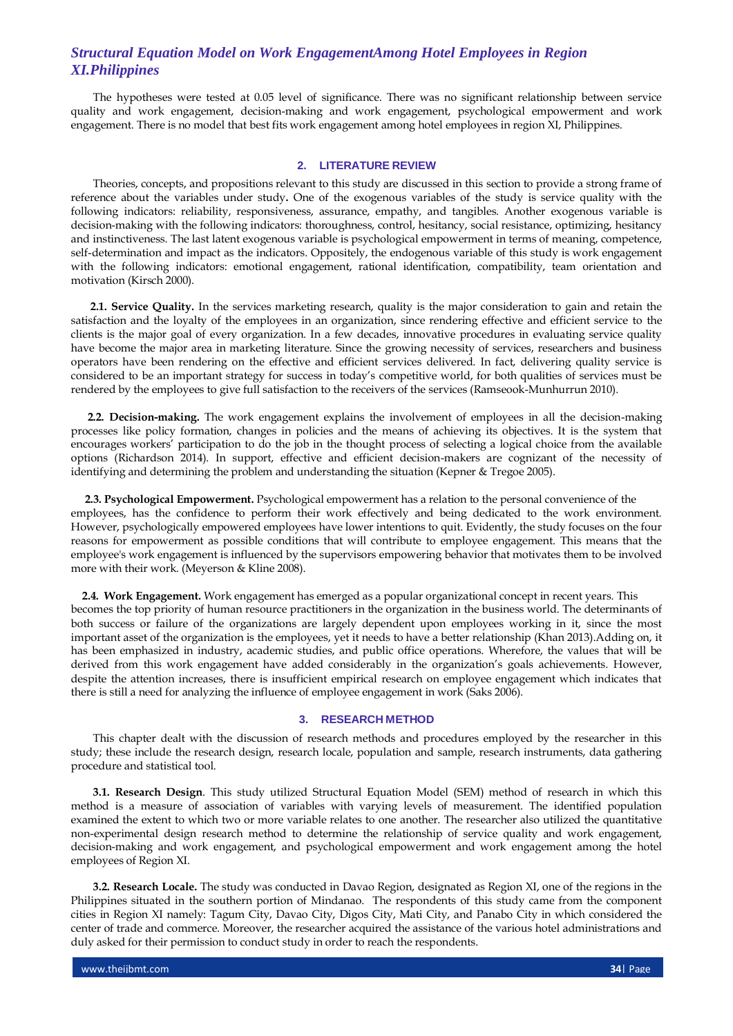The hypotheses were tested at 0.05 level of significance. There was no significant relationship between service quality and work engagement, decision-making and work engagement, psychological empowerment and work engagement. There is no model that best fits work engagement among hotel employees in region XI, Philippines.

## 2. LITERATURE REVIEW

Theories, concepts, and propositions relevant to this study are discussed in this section to provide a strong frame of reference about the variables under study**.** One of the exogenous variables of the study is service quality with the following indicators: reliability, responsiveness, assurance, empathy, and tangibles. Another exogenous variable is decision-making with the following indicators: thoroughness, control, hesitancy, social resistance, optimizing, hesitancy and instinctiveness. The last latent exogenous variable is psychological empowerment in terms of meaning, competence, self-determination and impact as the indicators. Oppositely, the endogenous variable of this study is work engagement with the following indicators: emotional engagement, rational identification, compatibility, team orientation and motivation (Kirsch 2000).

**2.1. Service Quality.** In the services marketing research, quality is the major consideration to gain and retain the satisfaction and the loyalty of the employees in an organization, since rendering effective and efficient service to the clients is the major goal of every organization. In a few decades, innovative procedures in evaluating service quality have become the major area in marketing literature. Since the growing necessity of services, researchers and business operators have been rendering on the effective and efficient services delivered. In fact, delivering quality service is considered to be an important strategy for success in today's competitive world, for both qualities of services must be rendered by the employees to give full satisfaction to the receivers of the services (Ramseook-Munhurrun 2010).

**2.2. Decision-making.** The work engagement explains the involvement of employees in all the decision-making processes like policy formation, changes in policies and the means of achieving its objectives. It is the system that encourages workers' participation to do the job in the thought process of selecting a logical choice from the available options (Richardson 2014). In support, effective and efficient decision-makers are cognizant of the necessity of identifying and determining the problem and understanding the situation (Kepner & Tregoe 2005).

**2.3. Psychological Empowerment.** Psychological empowerment has a relation to the personal convenience of the employees, has the confidence to perform their work effectively and being dedicated to the work environment. However, psychologically empowered employees have lower intentions to quit. Evidently, the study focuses on the four reasons for empowerment as possible conditions that will contribute to employee engagement. This means that the employee's work engagement is influenced by the supervisors empowering behavior that motivates them to be involved more with their work. (Meyerson & Kline 2008).

**2.4. Work Engagement.** Work engagement has emerged as a popular organizational concept in recent years. This becomes the top priority of human resource practitioners in the organization in the business world. The determinants of both success or failure of the organizations are largely dependent upon employees working in it, since the most important asset of the organization is the employees, yet it needs to have a better relationship (Khan 2013).Adding on, it has been emphasized in industry, academic studies, and public office operations. Wherefore, the values that will be derived from this work engagement have added considerably in the organization's goals achievements. However, despite the attention increases, there is insufficient empirical research on employee engagement which indicates that there is still a need for analyzing the influence of employee engagement in work (Saks 2006).

## 3. RESEARCH METHOD

This chapter dealt with the discussion of research methods and procedures employed by the researcher in this study; these include the research design, research locale, population and sample, research instruments, data gathering procedure and statistical tool.

**3.1. Research Design**. This study utilized Structural Equation Model (SEM) method of research in which this method is a measure of association of variables with varying levels of measurement. The identified population examined the extent to which two or more variable relates to one another. The researcher also utilized the quantitative non-experimental design research method to determine the relationship of service quality and work engagement, decision-making and work engagement, and psychological empowerment and work engagement among the hotel employees of Region XI.

**3.2. Research Locale.** The study was conducted in Davao Region, designated as Region XI, one of the regions in the Philippines situated in the southern portion of Mindanao. The respondents of this study came from the component cities in Region XI namely: Tagum City, Davao City, Digos City, Mati City, and Panabo City in which considered the center of trade and commerce. Moreover, the researcher acquired the assistance of the various hotel administrations and duly asked for their permission to conduct study in order to reach the respondents.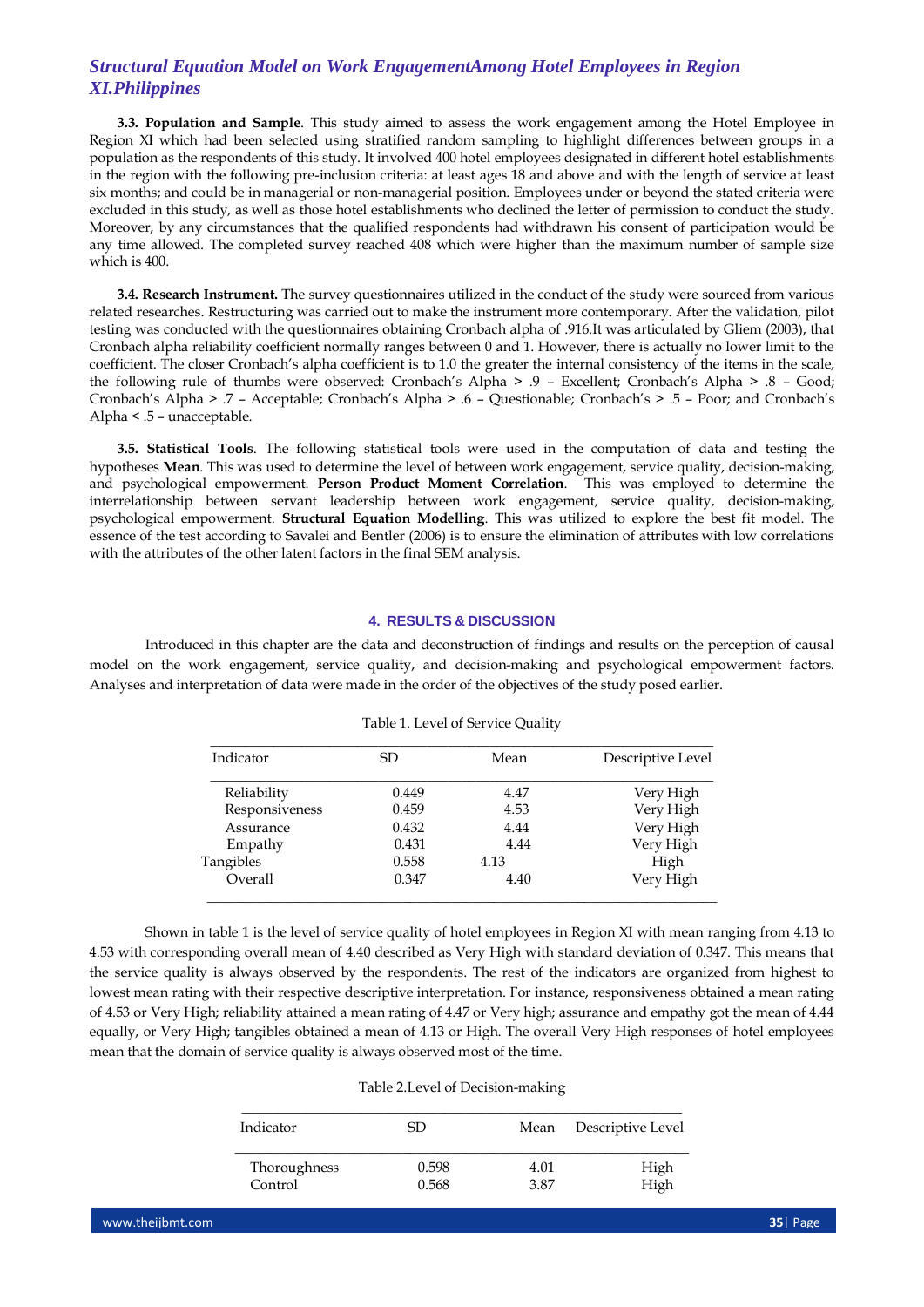**3.3. Population and Sample**. This study aimed to assess the work engagement among the Hotel Employee in Region XI which had been selected using stratified random sampling to highlight differences between groups in a population as the respondents of this study. It involved 400 hotel employees designated in different hotel establishments in the region with the following pre-inclusion criteria: at least ages 18 and above and with the length of service at least six months; and could be in managerial or non-managerial position. Employees under or beyond the stated criteria were excluded in this study, as well as those hotel establishments who declined the letter of permission to conduct the study. Moreover, by any circumstances that the qualified respondents had withdrawn his consent of participation would be any time allowed. The completed survey reached 408 which were higher than the maximum number of sample size which is 400.

**3.4. Research Instrument.** The survey questionnaires utilized in the conduct of the study were sourced from various related researches. Restructuring was carried out to make the instrument more contemporary. After the validation, pilot testing was conducted with the questionnaires obtaining Cronbach alpha of .916.It was articulated by Gliem (2003), that Cronbach alpha reliability coefficient normally ranges between 0 and 1. However, there is actually no lower limit to the coefficient. The closer Cronbach's alpha coefficient is to 1.0 the greater the internal consistency of the items in the scale, the following rule of thumbs were observed: Cronbach's Alpha > .9 – Excellent; Cronbach's Alpha > .8 – Good; Cronbach's Alpha > .7 – Acceptable; Cronbach's Alpha > .6 – Questionable; Cronbach's > .5 – Poor; and Cronbach's Alpha < .5 – unacceptable.

**3.5. Statistical Tools**. The following statistical tools were used in the computation of data and testing the hypotheses **Mean**. This was used to determine the level of between work engagement, service quality, decision-making, and psychological empowerment. **Person Product Moment Correlation**. This was employed to determine the interrelationship between servant leadership between work engagement, service quality, decision-making, psychological empowerment. **Structural Equation Modelling**. This was utilized to explore the best fit model. The essence of the test according to Savalei and Bentler (2006) is to ensure the elimination of attributes with low correlations with the attributes of the other latent factors in the final SEM analysis.

## 4. RESULTS & DISCUSSION

Introduced in this chapter are the data and deconstruction of findings and results on the perception of causal model on the work engagement, service quality, and decision-making and psychological empowerment factors. Analyses and interpretation of data were made in the order of the objectives of the study posed earlier.

Table 1. Level of Service Quality

| Indicator | SD | Mean | Descriptive Level |
|---|---|---|---|
| Reliability | 0.449 | 4.47 | Very High |
| Responsiveness | 0.459 | 4.53 | Very High |
| Assurance | 0.432 | 4.44 | Very High |
| Empathy | 0.431 | 4.44 | Very High |
| Tangibles | 0.558 | 4.13 | High |
| Overall | 0.347 | 4.40 | Very High |

Shown in table 1 is the level of service quality of hotel employees in Region XI with mean ranging from 4.13 to 4.53 with corresponding overall mean of 4.40 described as Very High with standard deviation of 0.347. This means that the service quality is always observed by the respondents. The rest of the indicators are organized from highest to lowest mean rating with their respective descriptive interpretation. For instance, responsiveness obtained a mean rating of 4.53 or Very High; reliability attained a mean rating of 4.47 or Very high; assurance and empathy got the mean of 4.44 equally, or Very High; tangibles obtained a mean of 4.13 or High. The overall Very High responses of hotel employees mean that the domain of service quality is always observed most of the time.

Table 2.Level of Decision-making

| Indicator | SD | Mean | Descriptive Level |
|---|---|---|---|
| Thoroughness | 0.598 | 4.01 | High |
| Control | 0.568 | 3.87 | High |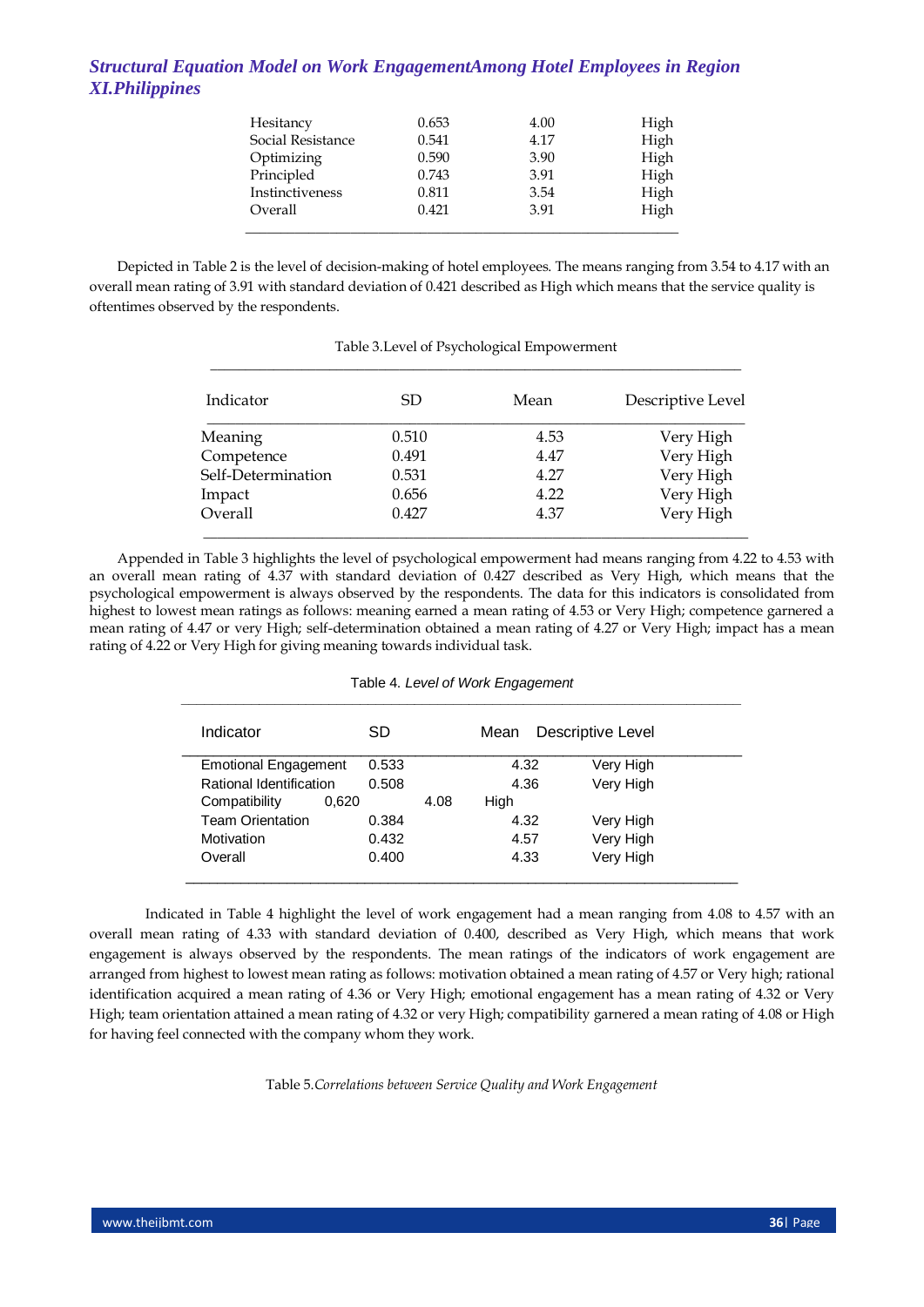| | | | |
|---|---|---|---|
| Hesitancy | 0.653 | 4.00 | High |
| Social Resistance | 0.541 | 4.17 | High |
| Optimizing | 0.590 | 3.90 | High |
| Principled | 0.743 | 3.91 | High |
| Instinctiveness | 0.811 | 3.54 | High |
| Overall | 0.421 | 3.91 | High |

Depicted in Table 2 is the level of decision-making of hotel employees. The means ranging from 3.54 to 4.17 with an overall mean rating of 3.91 with standard deviation of 0.421 described as High which means that the service quality is oftentimes observed by the respondents.

Table 3.Level of Psychological Empowerment

| Indicator | SD | Mean | Descriptive Level |
|---|---|---|---|
| Meaning | 0.510 | 4.53 | Very High |
| Competence | 0.491 | 4.47 | Very High |
| Self-Determination | 0.531 | 4.27 | Very High |
| Impact | 0.656 | 4.22 | Very High |
| Overall | 0.427 | 4.37 | Very High |

Appended in Table 3 highlights the level of psychological empowerment had means ranging from 4.22 to 4.53 with an overall mean rating of 4.37 with standard deviation of 0.427 described as Very High, which means that the psychological empowerment is always observed by the respondents. The data for this indicators is consolidated from highest to lowest mean ratings as follows: meaning earned a mean rating of 4.53 or Very High; competence garnered a mean rating of 4.47 or very High; self-determination obtained a mean rating of 4.27 or Very High; impact has a mean rating of 4.22 or Very High for giving meaning towards individual task.

Table 4. *Level of Work Engagement*

| Indicator | SD | Mean | Descriptive Level |
|---|---|---|---|
| Emotional Engagement | 0.533 | 4.32 | Very High |
| Rational Identification | 0.508 | 4.36 | Very High |
| Compatibility | 0,620 | 4.08 | High |
| Team Orientation | 0.384 | 4.32 | Very High |
| Motivation | 0.432 | 4.57 | Very High |
| Overall | 0.400 | 4.33 | Very High |

Indicated in Table 4 highlight the level of work engagement had a mean ranging from 4.08 to 4.57 with an overall mean rating of 4.33 with standard deviation of 0.400, described as Very High, which means that work engagement is always observed by the respondents. The mean ratings of the indicators of work engagement are arranged from highest to lowest mean rating as follows: motivation obtained a mean rating of 4.57 or Very high; rational identification acquired a mean rating of 4.36 or Very High; emotional engagement has a mean rating of 4.32 or Very High; team orientation attained a mean rating of 4.32 or very High; compatibility garnered a mean rating of 4.08 or High for having feel connected with the company whom they work.

Table 5.*Correlations between Service Quality and Work Engagement*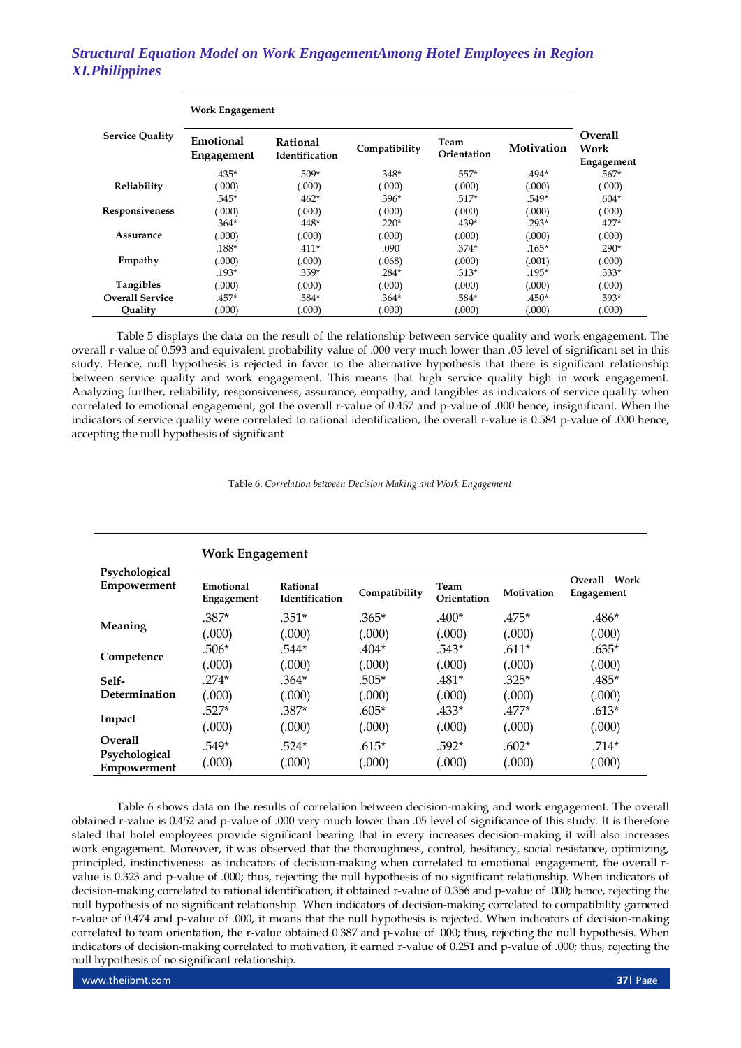| Service Quality | Work Engagement | | | | | |
|---|---|---|---|---|---|---|
| | Emotional Engagement | Rational Identification | Compatibility | Team Orientation | Motivation | Overall Work Engagement |
| Reliability | .435* (.000) | .509* (.000) | .348* (.000) | .557* (.000) | .494* (.000) | .567* (.000) |
| Responsiveness | .545* (.000) | .462* (.000) | .396* (.000) | .517* (.000) | .549* (.000) | .604* (.000) |
| Assurance | .364* (.000) | .448* (.000) | .220* (.000) | .439* (.000) | .293* (.000) | .427* (.000) |
| Empathy | .188* (.000) | .411* (.000) | .090 (.068) | .374* (.000) | .165* (.001) | .290* (.000) |
| Tangibles | .193* (.000) | .359* (.000) | .284* (.000) | .313* (.000) | .195* (.000) | .333* (.000) |
| Overall Service Quality | .457* (.000) | .584* (.000) | .364* (.000) | .584* (.000) | .450* (.000) | .593* (.000) |

Table 5 displays the data on the result of the relationship between service quality and work engagement. The overall r-value of 0.593 and equivalent probability value of .000 very much lower than .05 level of significant set in this study. Hence, null hypothesis is rejected in favor to the alternative hypothesis that there is significant relationship between service quality and work engagement. This means that high service quality high in work engagement. Analyzing further, reliability, responsiveness, assurance, empathy, and tangibles as indicators of service quality when correlated to emotional engagement, got the overall r-value of 0.457 and p-value of .000 hence, insignificant. When the indicators of service quality were correlated to rational identification, the overall r-value is 0.584 p-value of .000 hence, accepting the null hypothesis of significant

Table 6. *Correlation between Decision Making and Work Engagement*

| Psychological Empowerment | Work Engagement | | | | | |
|---|---|---|---|---|---|---|
| | Emotional Engagement | Rational Identification | Compatibility | Team Orientation | Motivation | Overall Work Engagement |
| Meaning | .387* (.000) | .351* (.000) | .365* (.000) | .400* (.000) | .475* (.000) | .486* (.000) |
| Competence | .506* (.000) | .544* (.000) | .404* (.000) | .543* (.000) | .611* (.000) | .635* (.000) |
| Self-Determination | .274* (.000) | .364* (.000) | .505* (.000) | .481* (.000) | .325* (.000) | .485* (.000) |
| Impact | .527* (.000) | .387* (.000) | .605* (.000) | .433* (.000) | .477* (.000) | .613* (.000) |
| Overall Psychological Empowerment | .549* (.000) | .524* (.000) | .615* (.000) | .592* (.000) | .602* (.000) | .714* (.000) |

Table 6 shows data on the results of correlation between decision-making and work engagement. The overall obtained r-value is 0.452 and p-value of .000 very much lower than .05 level of significance of this study. It is therefore stated that hotel employees provide significant bearing that in every increases decision-making it will also increases work engagement. Moreover, it was observed that the thoroughness, control, hesitancy, social resistance, optimizing, principled, instinctiveness as indicators of decision-making when correlated to emotional engagement, the overall r-value is 0.323 and p-value of .000; thus, rejecting the null hypothesis of no significant relationship. When indicators of decision-making correlated to rational identification, it obtained r-value of 0.356 and p-value of .000; hence, rejecting the null hypothesis of no significant relationship. When indicators of decision-making correlated to compatibility garnered r-value of 0.474 and p-value of .000, it means that the null hypothesis is rejected. When indicators of decision-making correlated to team orientation, the r-value obtained 0.387 and p-value of .000; thus, rejecting the null hypothesis. When indicators of decision-making correlated to motivation, it earned r-value of 0.251 and p-value of .000; thus, rejecting the null hypothesis of no significant relationship.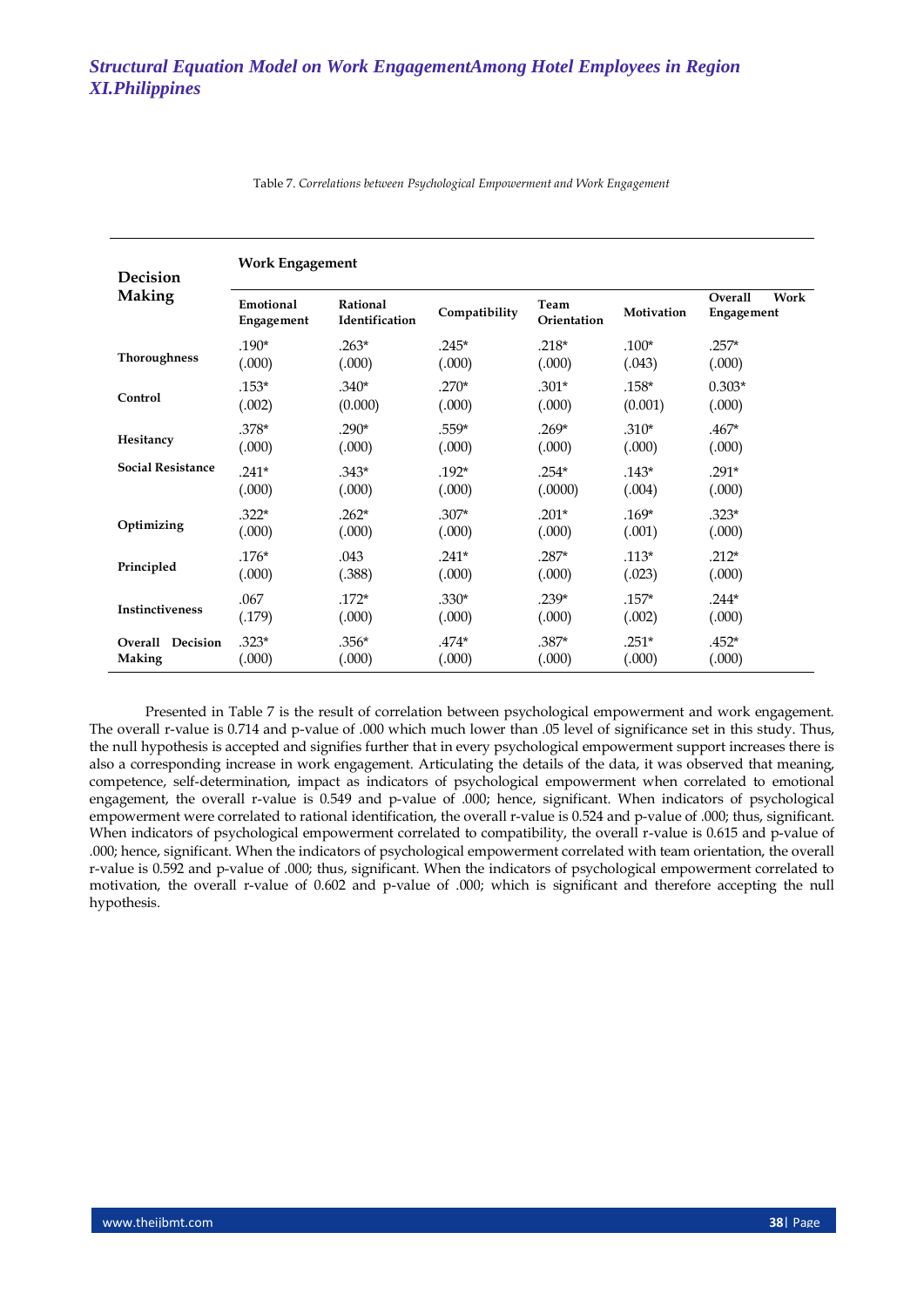Table 7. *Correlations between Psychological Empowerment and Work Engagement*

| Decision Making | Work Engagement | | | | | |
|---|---|---|---|---|---|---|
| | **Emotional Engagement** | **Rational Identification** | **Compatibility** | **Team Orientation** | **Motivation** | **Overall Work Engagement** |
| **Thoroughness** | .190* (.000) | .263* (.000) | .245* (.000) | .218* (.000) | .100* (.043) | .257* (.000) |
| **Control** | .153* (.002) | .340* (0.000) | .270* (.000) | .301* (.000) | .158* (0.001) | 0.303* (.000) |
| **Hesitancy** | .378* (.000) | .290* (.000) | .559* (.000) | .269* (.000) | .310* (.000) | .467* (.000) |
| **Social Resistance** | .241* (.000) | .343* (.000) | .192* (.000) | .254* (.0000) | .143* (.004) | .291* (.000) |
| **Optimizing** | .322* (.000) | .262* (.000) | .307* (.000) | .201* (.000) | .169* (.001) | .323* (.000) |
| **Principled** | .176* (.000) | .043 (.388) | .241* (.000) | .287* (.000) | .113* (.023) | .212* (.000) |
| **Instinctiveness** | .067 (.179) | .172* (.000) | .330* (.000) | .239* (.000) | .157* (.002) | .244* (.000) |
| **Overall Decision Making** | .323* (.000) | .356* (.000) | .474* (.000) | .387* (.000) | .251* (.000) | .452* (.000) |

Presented in Table 7 is the result of correlation between psychological empowerment and work engagement. The overall r-value is 0.714 and p-value of .000 which much lower than .05 level of significance set in this study. Thus, the null hypothesis is accepted and signifies further that in every psychological empowerment support increases there is also a corresponding increase in work engagement. Articulating the details of the data, it was observed that meaning, competence, self-determination, impact as indicators of psychological empowerment when correlated to emotional engagement, the overall r-value is 0.549 and p-value of .000; hence, significant. When indicators of psychological empowerment were correlated to rational identification, the overall r-value is 0.524 and p-value of .000; thus, significant. When indicators of psychological empowerment correlated to compatibility, the overall r-value is 0.615 and p-value of .000; hence, significant. When the indicators of psychological empowerment correlated with team orientation, the overall r-value is 0.592 and p-value of .000; thus, significant. When the indicators of psychological empowerment correlated to motivation, the overall r-value of 0.602 and p-value of .000; which is significant and therefore accepting the null hypothesis.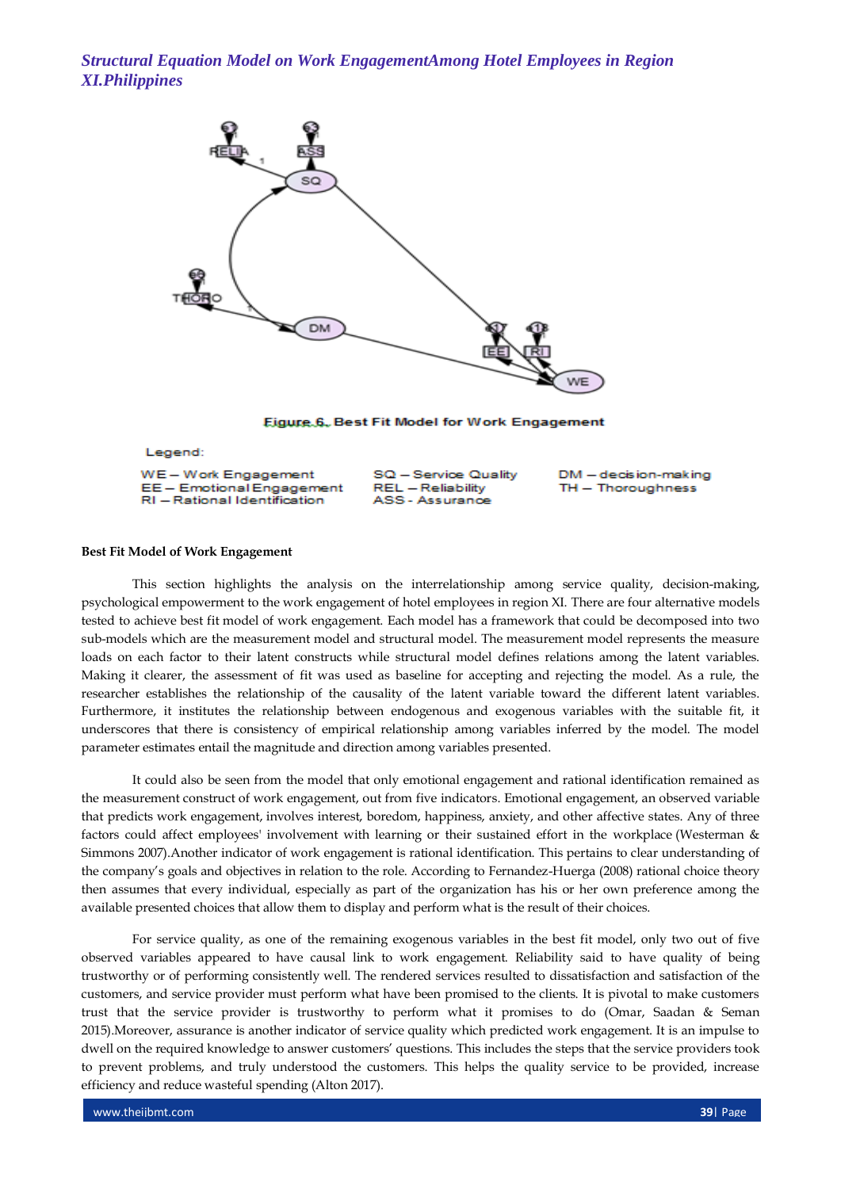Figure 6. Best Fit Model for Work Engagement

Legend:

WE – Work Engagement
EE – Emotional Engagement
RI – Rational Identification

SQ – Service Quality
REL – Reliability
ASS - Assurance

DM – decision-making
TH – Thoroughness

**Best Fit Model of Work Engagement**

This section highlights the analysis on the interrelationship among service quality, decision-making, psychological empowerment to the work engagement of hotel employees in region XI. There are four alternative models tested to achieve best fit model of work engagement. Each model has a framework that could be decomposed into two sub-models which are the measurement model and structural model. The measurement model represents the measure loads on each factor to their latent constructs while structural model defines relations among the latent variables. Making it clearer, the assessment of fit was used as baseline for accepting and rejecting the model. As a rule, the researcher establishes the relationship of the causality of the latent variable toward the different latent variables. Furthermore, it institutes the relationship between endogenous and exogenous variables with the suitable fit, it underscores that there is consistency of empirical relationship among variables inferred by the model. The model parameter estimates entail the magnitude and direction among variables presented.

It could also be seen from the model that only emotional engagement and rational identification remained as the measurement construct of work engagement, out from five indicators. Emotional engagement, an observed variable that predicts work engagement, involves interest, boredom, happiness, anxiety, and other affective states. Any of three factors could affect employees' involvement with learning or their sustained effort in the workplace (Westerman & Simmons 2007).Another indicator of work engagement is rational identification. This pertains to clear understanding of the company's goals and objectives in relation to the role. According to Fernandez-Huerga (2008) rational choice theory then assumes that every individual, especially as part of the organization has his or her own preference among the available presented choices that allow them to display and perform what is the result of their choices.

For service quality, as one of the remaining exogenous variables in the best fit model, only two out of five observed variables appeared to have causal link to work engagement. Reliability said to have quality of being trustworthy or of performing consistently well. The rendered services resulted to dissatisfaction and satisfaction of the customers, and service provider must perform what have been promised to the clients. It is pivotal to make customers trust that the service provider is trustworthy to perform what it promises to do (Omar, Saadan & Seman 2015).Moreover, assurance is another indicator of service quality which predicted work engagement. It is an impulse to dwell on the required knowledge to answer customers' questions. This includes the steps that the service providers took to prevent problems, and truly understood the customers. This helps the quality service to be provided, increase efficiency and reduce wasteful spending (Alton 2017).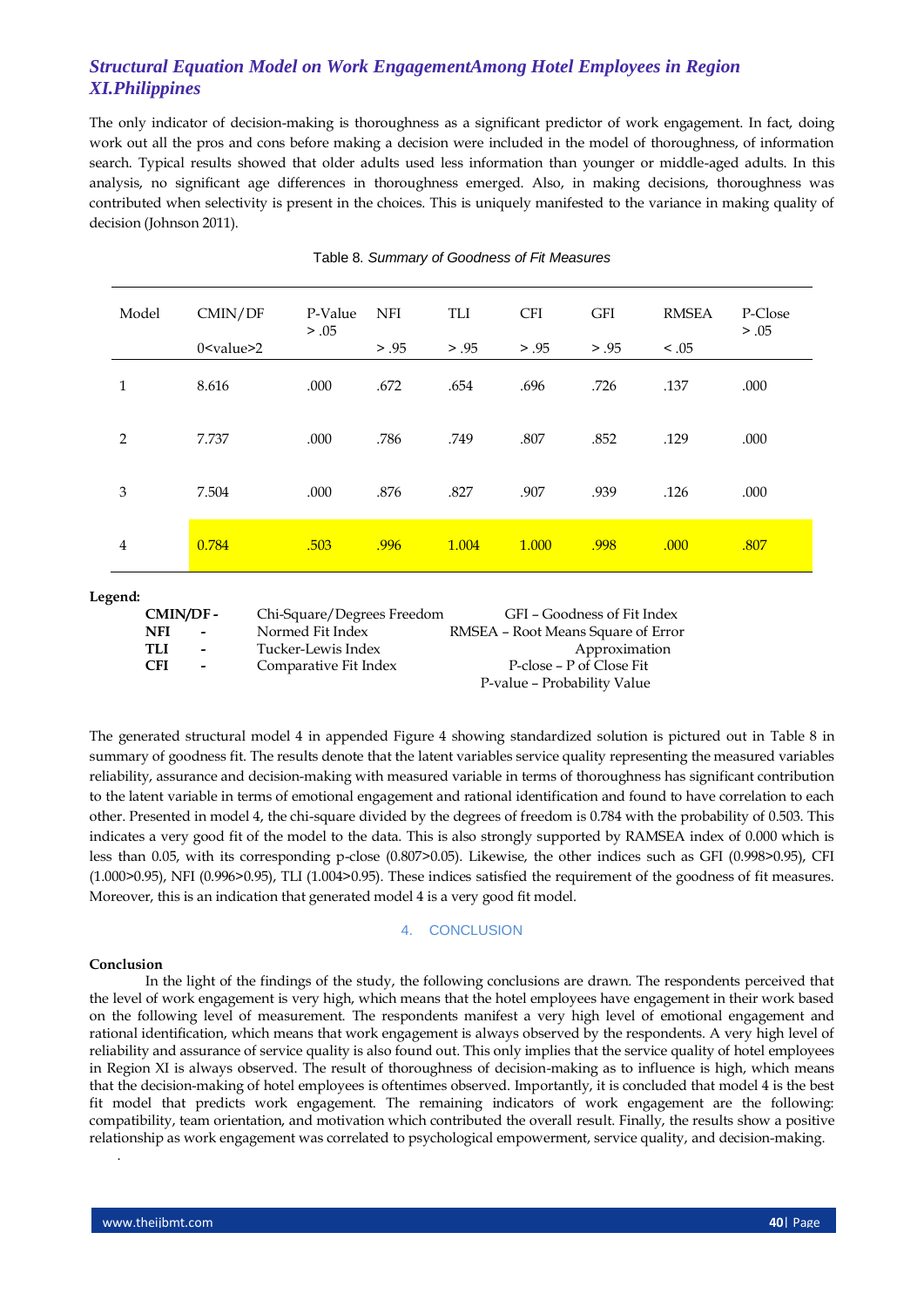The only indicator of decision-making is thoroughness as a significant predictor of work engagement. In fact, doing work out all the pros and cons before making a decision were included in the model of thoroughness, of information search. Typical results showed that older adults used less information than younger or middle-aged adults. In this analysis, no significant age differences in thoroughness emerged. Also, in making decisions, thoroughness was contributed when selectivity is present in the choices. This is uniquely manifested to the variance in making quality of decision (Johnson 2011).

Table 8. *Summary of Goodness of Fit Measures*

| Model | CMIN/DF 0<value>2 | P-Value > .05 | NFI > .95 | TLI > .95 | CFI > .95 | GFI > .95 | RMSEA < .05 | P-Close > .05 |
|---|---|---|---|---|---|---|---|---|
| 1 | 8.616 | .000 | .672 | .654 | .696 | .726 | .137 | .000 |
| 2 | 7.737 | .000 | .786 | .749 | .807 | .852 | .129 | .000 |
| 3 | 7.504 | .000 | .876 | .827 | .907 | .939 | .126 | .000 |
| 4 | 0.784 | .503 | .996 | 1.004 | 1.000 | .998 | .000 | .807 |

**Legend:**

**CMIN/DF -** Chi-Square/Degrees Freedom
**NFI -** Normed Fit Index
**TLI -** Tucker-Lewis Index
**CFI -** Comparative Fit Index
GFI – Goodness of Fit Index
RMSEA – Root Means Square of Error Approximation
P-close – P of Close Fit
P-value – Probability Value

The generated structural model 4 in appended Figure 4 showing standardized solution is pictured out in Table 8 in summary of goodness fit. The results denote that the latent variables service quality representing the measured variables reliability, assurance and decision-making with measured variable in terms of thoroughness has significant contribution to the latent variable in terms of emotional engagement and rational identification and found to have correlation to each other. Presented in model 4, the chi-square divided by the degrees of freedom is 0.784 with the probability of 0.503. This indicates a very good fit of the model to the data. This is also strongly supported by RAMSEA index of 0.000 which is less than 0.05, with its corresponding p-close (0.807>0.05). Likewise, the other indices such as GFI (0.998>0.95), CFI (1.000>0.95), NFI (0.996>0.95), TLI (1.004>0.95). These indices satisfied the requirement of the goodness of fit measures. Moreover, this is an indication that generated model 4 is a very good fit model.

## 4. CONCLUSION

**Conclusion**

In the light of the findings of the study, the following conclusions are drawn. The respondents perceived that the level of work engagement is very high, which means that the hotel employees have engagement in their work based on the following level of measurement. The respondents manifest a very high level of emotional engagement and rational identification, which means that work engagement is always observed by the respondents. A very high level of reliability and assurance of service quality is also found out. This only implies that the service quality of hotel employees in Region XI is always observed. The result of thoroughness of decision-making as to influence is high, which means that the decision-making of hotel employees is oftentimes observed. Importantly, it is concluded that model 4 is the best fit model that predicts work engagement. The remaining indicators of work engagement are the following: compatibility, team orientation, and motivation which contributed the overall result. Finally, the results show a positive relationship as work engagement was correlated to psychological empowerment, service quality, and decision-making.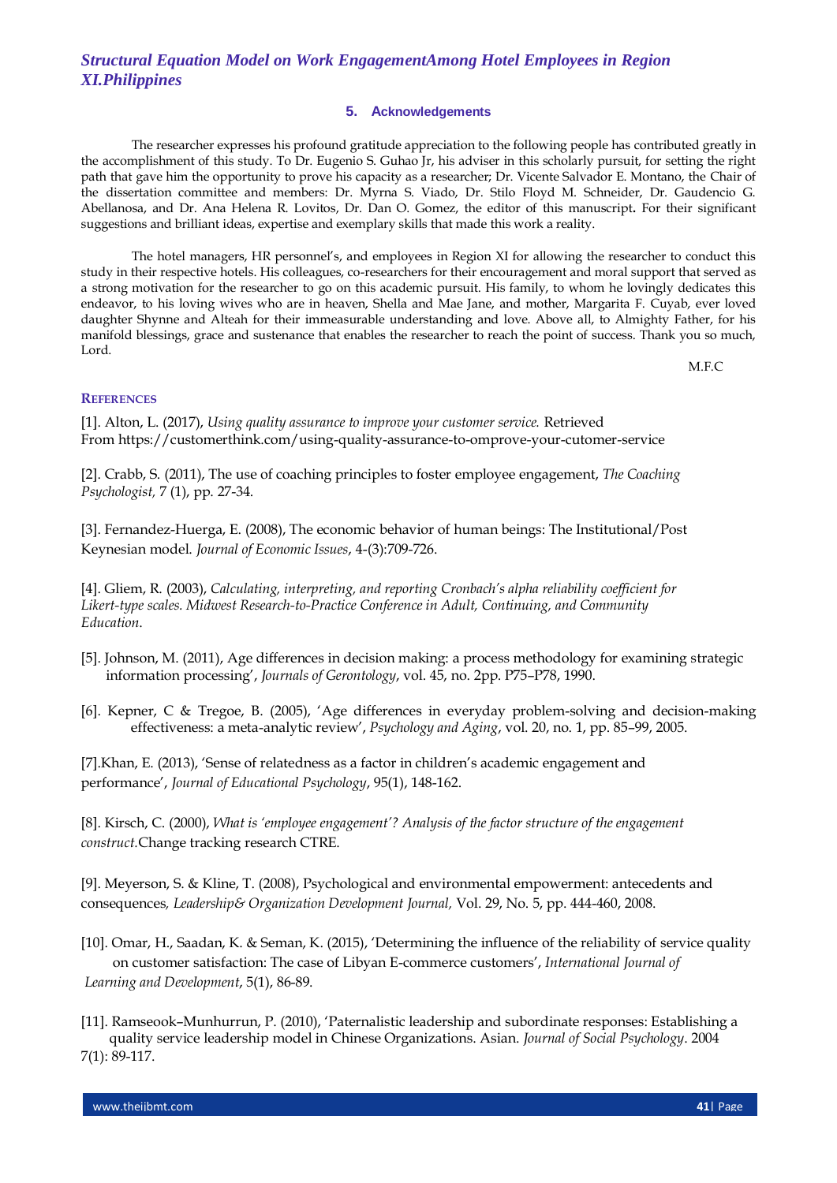## 5. Acknowledgements

The researcher expresses his profound gratitude appreciation to the following people has contributed greatly in the accomplishment of this study. To Dr. Eugenio S. Guhao Jr, his adviser in this scholarly pursuit, for setting the right path that gave him the opportunity to prove his capacity as a researcher; Dr. Vicente Salvador E. Montano, the Chair of the dissertation committee and members: Dr. Myrna S. Viado, Dr. Stilo Floyd M. Schneider, Dr. Gaudencio G. Abellanosa, and Dr. Ana Helena R. Lovitos, Dr. Dan O. Gomez, the editor of this manuscript**.** For their significant suggestions and brilliant ideas, expertise and exemplary skills that made this work a reality.

The hotel managers, HR personnel's, and employees in Region XI for allowing the researcher to conduct this study in their respective hotels. His colleagues, co-researchers for their encouragement and moral support that served as a strong motivation for the researcher to go on this academic pursuit. His family, to whom he lovingly dedicates this endeavor, to his loving wives who are in heaven, Shella and Mae Jane, and mother, Margarita F. Cuyab, ever loved daughter Shynne and Alteah for their immeasurable understanding and love. Above all, to Almighty Father, for his manifold blessings, grace and sustenance that enables the researcher to reach the point of success. Thank you so much, Lord.

M.F.C

## References

[1]. Alton, L. (2017), *Using quality assurance to improve your customer service.* Retrieved From https://customerthink.com/using-quality-assurance-to-omprove-your-cutomer-service

[2]. Crabb, S. (2011), The use of coaching principles to foster employee engagement, *The Coaching Psychologist,* 7 (1), pp. 27-34.

[3]. Fernandez-Huerga, E. (2008), The economic behavior of human beings: The Institutional/Post Keynesian model. *Journal of Economic Issues*, 4-(3):709-726.

[4]. Gliem, R. (2003), *Calculating, interpreting, and reporting Cronbach's alpha reliability coefficient for Likert-type scales. Midwest Research-to-Practice Conference in Adult, Continuing, and Community Education.*

[5]. Johnson, M. (2011), Age differences in decision making: a process methodology for examining strategic information processing', *Journals of Gerontology*, vol. 45, no. 2pp. P75–P78, 1990.

[6]. Kepner, C & Tregoe, B. (2005), 'Age differences in everyday problem-solving and decision-making effectiveness: a meta-analytic review', *Psychology and Aging*, vol. 20, no. 1, pp. 85–99, 2005.

[7].Khan, E. (2013), 'Sense of relatedness as a factor in children's academic engagement and performance', *Journal of Educational Psychology*, 95(1), 148-162.

[8]. Kirsch, C. (2000), *What is 'employee engagement'? Analysis of the factor structure of the engagement construct.*Change tracking research CTRE.

[9]. Meyerson, S. & Kline, T. (2008), Psychological and environmental empowerment: antecedents and consequences*, Leadership& Organization Development Journal,* Vol. 29, No. 5, pp. 444-460, 2008.

[10]. Omar, H., Saadan, K. & Seman, K. (2015), 'Determining the influence of the reliability of service quality on customer satisfaction: The case of Libyan E-commerce customers', *International Journal of Learning and Development*, 5(1), 86-89.

[11]. Ramseook–Munhurrun, P. (2010), 'Paternalistic leadership and subordinate responses: Establishing a quality service leadership model in Chinese Organizations. Asian. *Journal of Social Psychology*. 2004 7(1): 89-117.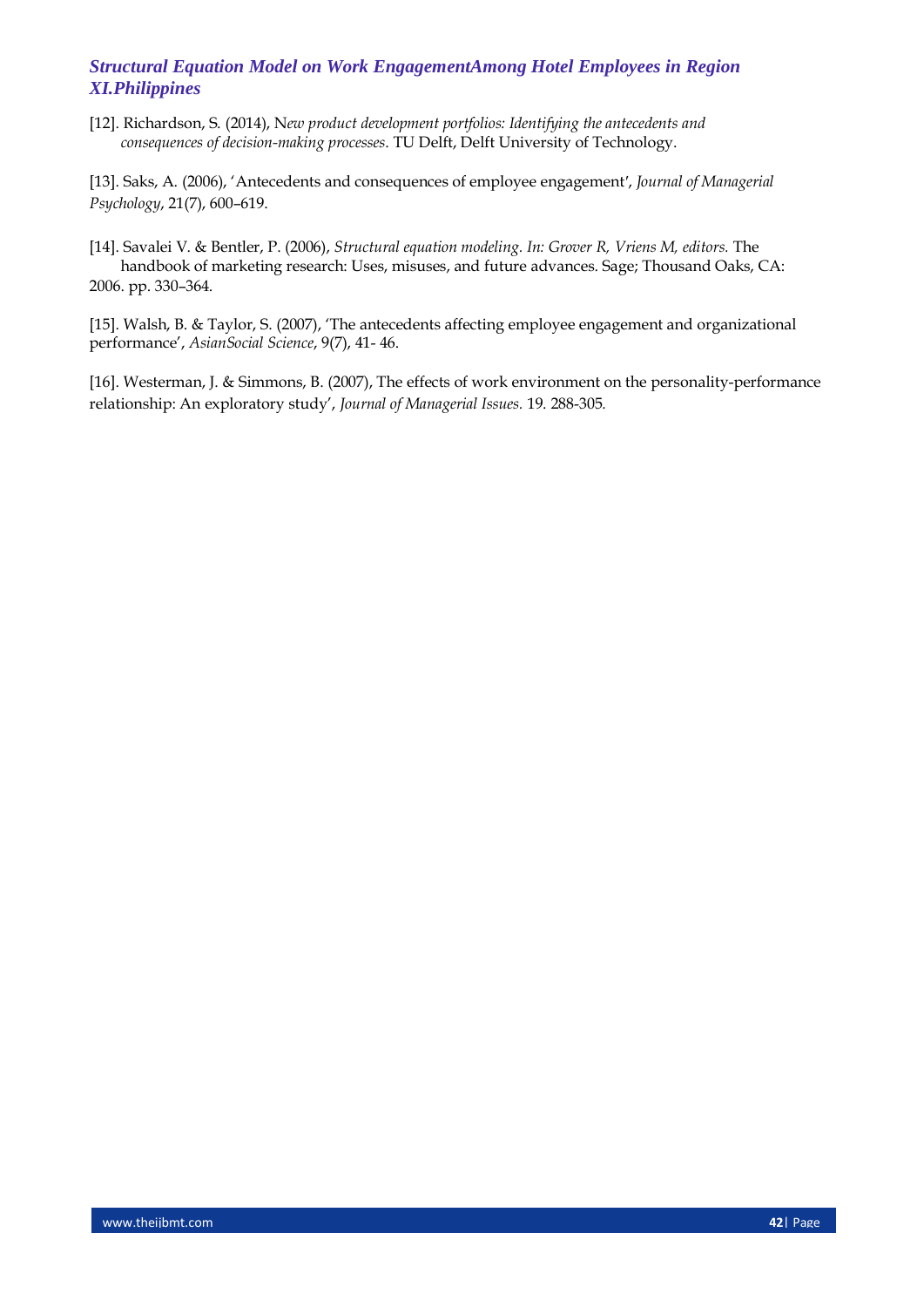[12]. Richardson, S. (2014), N*ew product development portfolios: Identifying the antecedents and consequences of decision-making processes*. TU Delft, Delft University of Technology.

[13]. Saks, A. (2006), 'Antecedents and consequences of employee engagement', *Journal of Managerial Psychology*, 21(7), 600–619.

[14]. Savalei V. & Bentler, P. (2006), *Structural equation modeling. In: Grover R, Vriens M, editors.* The handbook of marketing research: Uses, misuses, and future advances. Sage; Thousand Oaks, CA: 2006. pp. 330–364.

[15]. Walsh, B. & Taylor, S. (2007), 'The antecedents affecting employee engagement and organizational performance', *AsianSocial Science*, 9(7), 41- 46.

[16]. Westerman, J. & Simmons, B. (2007), The effects of work environment on the personality-performance relationship: An exploratory study', *Journal of Managerial Issues.* 19. 288-305.